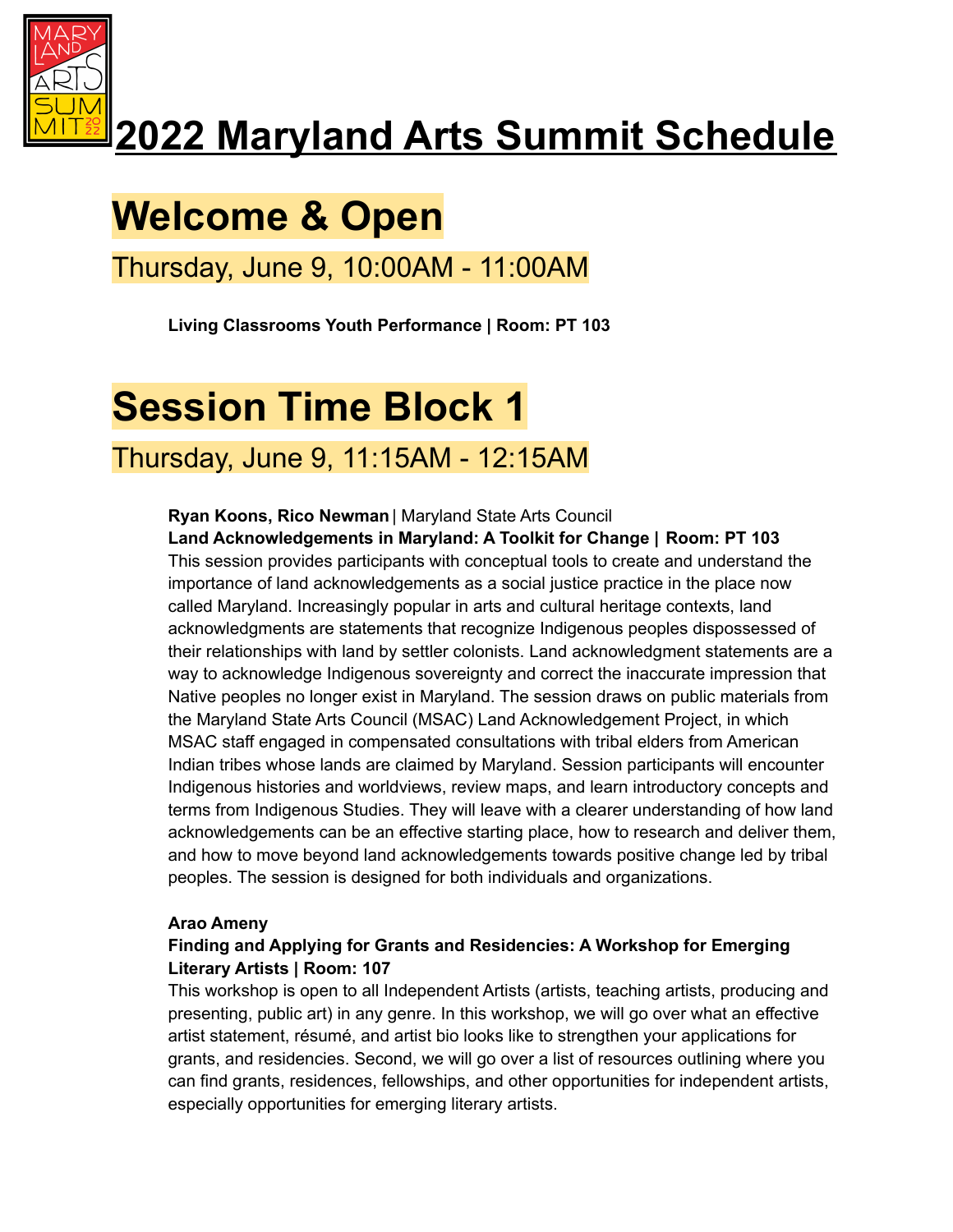# 2022 Maryland Arts Summit Schedule

## Welcome & Open

### Thursday, June 9, 10:00AM - 11:00AM

**Living Classrooms Youth Performance | Room: PT 103**

## Session Time Block 1

### Thursday, June 9, 11:15AM - 12:15AM

**Ryan Koons, Rico Newman** | Maryland State Arts Council
**Land Acknowledgements in Maryland: A Toolkit for Change | Room: PT 103**
This session provides participants with conceptual tools to create and understand the importance of land acknowledgements as a social justice practice in the place now called Maryland. Increasingly popular in arts and cultural heritage contexts, land acknowledgments are statements that recognize Indigenous peoples dispossessed of their relationships with land by settler colonists. Land acknowledgment statements are a way to acknowledge Indigenous sovereignty and correct the inaccurate impression that Native peoples no longer exist in Maryland. The session draws on public materials from the Maryland State Arts Council (MSAC) Land Acknowledgement Project, in which MSAC staff engaged in compensated consultations with tribal elders from American Indian tribes whose lands are claimed by Maryland. Session participants will encounter Indigenous histories and worldviews, review maps, and learn introductory concepts and terms from Indigenous Studies. They will leave with a clearer understanding of how land acknowledgements can be an effective starting place, how to research and deliver them, and how to move beyond land acknowledgements towards positive change led by tribal peoples. The session is designed for both individuals and organizations.

**Arao Ameny**
**Finding and Applying for Grants and Residencies: A Workshop for Emerging Literary Artists | Room: 107**
This workshop is open to all Independent Artists (artists, teaching artists, producing and presenting, public art) in any genre. In this workshop, we will go over what an effective artist statement, résumé, and artist bio looks like to strengthen your applications for grants, and residencies. Second, we will go over a list of resources outlining where you can find grants, residences, fellowships, and other opportunities for independent artists, especially opportunities for emerging literary artists.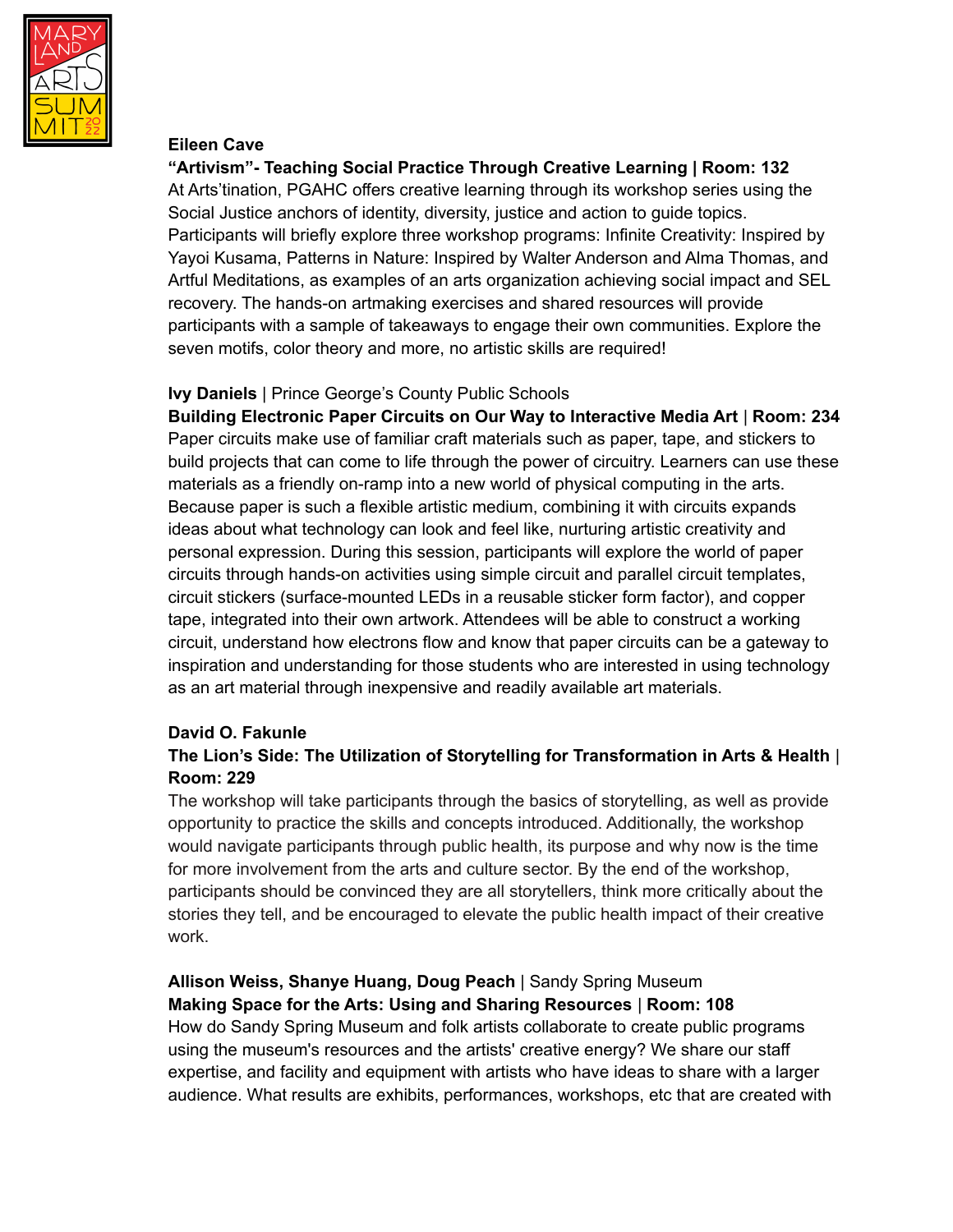**Eileen Cave**
**"Artivism"- Teaching Social Practice Through Creative Learning | Room: 132**
At Arts'tination, PGAHC offers creative learning through its workshop series using the Social Justice anchors of identity, diversity, justice and action to guide topics. Participants will briefly explore three workshop programs: Infinite Creativity: Inspired by Yayoi Kusama, Patterns in Nature: Inspired by Walter Anderson and Alma Thomas, and Artful Meditations, as examples of an arts organization achieving social impact and SEL recovery. The hands-on artmaking exercises and shared resources will provide participants with a sample of takeaways to engage their own communities. Explore the seven motifs, color theory and more, no artistic skills are required!

**Ivy Daniels** | Prince George's County Public Schools
**Building Electronic Paper Circuits on Our Way to Interactive Media Art** | **Room: 234**
Paper circuits make use of familiar craft materials such as paper, tape, and stickers to build projects that can come to life through the power of circuitry. Learners can use these materials as a friendly on-ramp into a new world of physical computing in the arts. Because paper is such a flexible artistic medium, combining it with circuits expands ideas about what technology can look and feel like, nurturing artistic creativity and personal expression. During this session, participants will explore the world of paper circuits through hands-on activities using simple circuit and parallel circuit templates, circuit stickers (surface-mounted LEDs in a reusable sticker form factor), and copper tape, integrated into their own artwork. Attendees will be able to construct a working circuit, understand how electrons flow and know that paper circuits can be a gateway to inspiration and understanding for those students who are interested in using technology as an art material through inexpensive and readily available art materials.

**David O. Fakunle**
**The Lion's Side: The Utilization of Storytelling for Transformation in Arts & Health** | **Room: 229**
The workshop will take participants through the basics of storytelling, as well as provide opportunity to practice the skills and concepts introduced. Additionally, the workshop would navigate participants through public health, its purpose and why now is the time for more involvement from the arts and culture sector. By the end of the workshop, participants should be convinced they are all storytellers, think more critically about the stories they tell, and be encouraged to elevate the public health impact of their creative work.

**Allison Weiss, Shanye Huang, Doug Peach** | Sandy Spring Museum
**Making Space for the Arts: Using and Sharing Resources** | **Room: 108**
How do Sandy Spring Museum and folk artists collaborate to create public programs using the museum's resources and the artists' creative energy? We share our staff expertise, and facility and equipment with artists who have ideas to share with a larger audience. What results are exhibits, performances, workshops, etc that are created with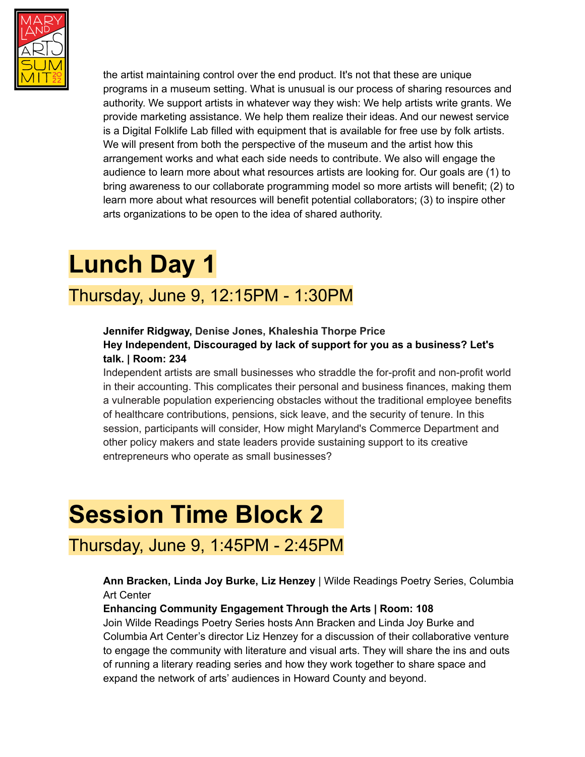the artist maintaining control over the end product. It's not that these are unique programs in a museum setting. What is unusual is our process of sharing resources and authority. We support artists in whatever way they wish: We help artists write grants. We provide marketing assistance. We help them realize their ideas. And our newest service is a Digital Folklife Lab filled with equipment that is available for free use by folk artists. We will present from both the perspective of the museum and the artist how this arrangement works and what each side needs to contribute. We also will engage the audience to learn more about what resources artists are looking for. Our goals are (1) to bring awareness to our collaborate programming model so more artists will benefit; (2) to learn more about what resources will benefit potential collaborators; (3) to inspire other arts organizations to be open to the idea of shared authority.

# Lunch Day 1

## Thursday, June 9, 12:15PM - 1:30PM

**Jennifer Ridgway, Denise Jones, Khaleshia Thorpe Price**
**Hey Independent, Discouraged by lack of support for you as a business? Let's talk. | Room: 234**
Independent artists are small businesses who straddle the for-profit and non-profit world in their accounting. This complicates their personal and business finances, making them a vulnerable population experiencing obstacles without the traditional employee benefits of healthcare contributions, pensions, sick leave, and the security of tenure. In this session, participants will consider, How might Maryland's Commerce Department and other policy makers and state leaders provide sustaining support to its creative entrepreneurs who operate as small businesses?

# Session Time Block 2

## Thursday, June 9, 1:45PM - 2:45PM

**Ann Bracken, Linda Joy Burke, Liz Henzey** | Wilde Readings Poetry Series, Columbia Art Center
**Enhancing Community Engagement Through the Arts | Room: 108**
Join Wilde Readings Poetry Series hosts Ann Bracken and Linda Joy Burke and Columbia Art Center's director Liz Henzey for a discussion of their collaborative venture to engage the community with literature and visual arts. They will share the ins and outs of running a literary reading series and how they work together to share space and expand the network of arts' audiences in Howard County and beyond.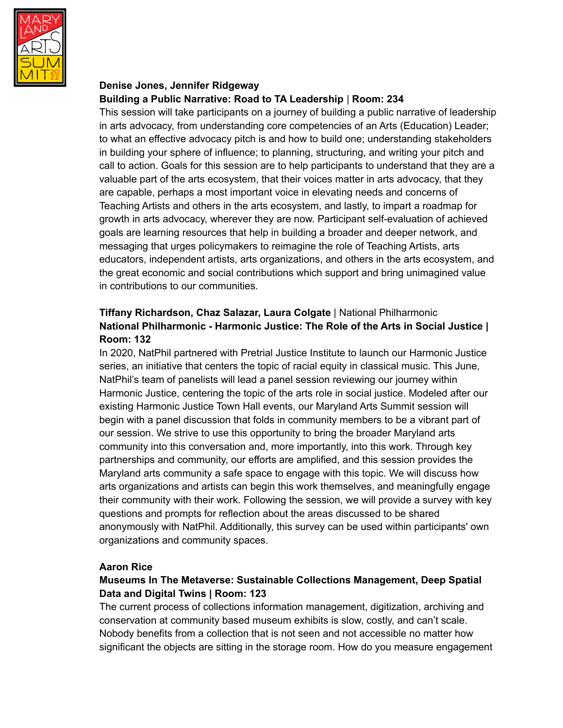**Denise Jones, Jennifer Ridgeway**
**Building a Public Narrative: Road to TA Leadership** | **Room: 234**
This session will take participants on a journey of building a public narrative of leadership in arts advocacy, from understanding core competencies of an Arts (Education) Leader; to what an effective advocacy pitch is and how to build one; understanding stakeholders in building your sphere of influence; to planning, structuring, and writing your pitch and call to action. Goals for this session are to help participants to understand that they are a valuable part of the arts ecosystem, that their voices matter in arts advocacy, that they are capable, perhaps a most important voice in elevating needs and concerns of Teaching Artists and others in the arts ecosystem, and lastly, to impart a roadmap for growth in arts advocacy, wherever they are now. Participant self-evaluation of achieved goals are learning resources that help in building a broader and deeper network, and messaging that urges policymakers to reimagine the role of Teaching Artists, arts educators, independent artists, arts organizations, and others in the arts ecosystem, and the great economic and social contributions which support and bring unimagined value in contributions to our communities.

**Tiffany Richardson, Chaz Salazar, Laura Colgate** | National Philharmonic
**National Philharmonic - Harmonic Justice: The Role of the Arts in Social Justice | Room: 132**
In 2020, NatPhil partnered with Pretrial Justice Institute to launch our Harmonic Justice series, an initiative that centers the topic of racial equity in classical music. This June, NatPhil's team of panelists will lead a panel session reviewing our journey within Harmonic Justice, centering the topic of the arts role in social justice. Modeled after our existing Harmonic Justice Town Hall events, our Maryland Arts Summit session will begin with a panel discussion that folds in community members to be a vibrant part of our session. We strive to use this opportunity to bring the broader Maryland arts community into this conversation and, more importantly, into this work. Through key partnerships and community, our efforts are amplified, and this session provides the Maryland arts community a safe space to engage with this topic. We will discuss how arts organizations and artists can begin this work themselves, and meaningfully engage their community with their work. Following the session, we will provide a survey with key questions and prompts for reflection about the areas discussed to be shared anonymously with NatPhil. Additionally, this survey can be used within participants' own organizations and community spaces.

**Aaron Rice**
**Museums In The Metaverse: Sustainable Collections Management, Deep Spatial Data and Digital Twins | Room: 123**
The current process of collections information management, digitization, archiving and conservation at community based museum exhibits is slow, costly, and can't scale. Nobody benefits from a collection that is not seen and not accessible no matter how significant the objects are sitting in the storage room. How do you measure engagement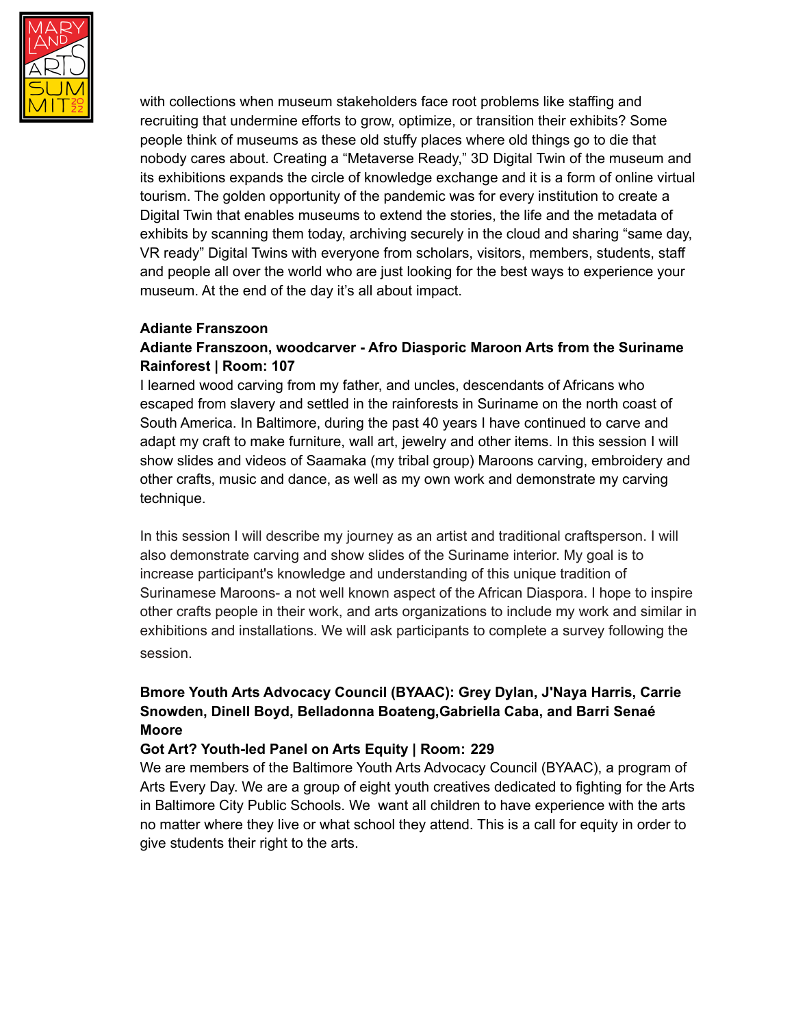with collections when museum stakeholders face root problems like staffing and recruiting that undermine efforts to grow, optimize, or transition their exhibits? Some people think of museums as these old stuffy places where old things go to die that nobody cares about. Creating a “Metaverse Ready,” 3D Digital Twin of the museum and its exhibitions expands the circle of knowledge exchange and it is a form of online virtual tourism. The golden opportunity of the pandemic was for every institution to create a Digital Twin that enables museums to extend the stories, the life and the metadata of exhibits by scanning them today, archiving securely in the cloud and sharing “same day, VR ready” Digital Twins with everyone from scholars, visitors, members, students, staff and people all over the world who are just looking for the best ways to experience your museum. At the end of the day it’s all about impact.

**Adiante Franszoon**

**Adiante Franszoon, woodcarver - Afro Diasporic Maroon Arts from the Suriname Rainforest | Room: 107**

I learned wood carving from my father, and uncles, descendants of Africans who escaped from slavery and settled in the rainforests in Suriname on the north coast of South America. In Baltimore, during the past 40 years I have continued to carve and adapt my craft to make furniture, wall art, jewelry and other items. In this session I will show slides and videos of Saamaka (my tribal group) Maroons carving, embroidery and other crafts, music and dance, as well as my own work and demonstrate my carving technique.

In this session I will describe my journey as an artist and traditional craftsperson. I will also demonstrate carving and show slides of the Suriname interior. My goal is to increase participant's knowledge and understanding of this unique tradition of Surinamese Maroons- a not well known aspect of the African Diaspora. I hope to inspire other crafts people in their work, and arts organizations to include my work and similar in exhibitions and installations. We will ask participants to complete a survey following the session.

**Bmore Youth Arts Advocacy Council (BYAAC): Grey Dylan, J'Naya Harris, Carrie Snowden, Dinell Boyd, Belladonna Boateng,Gabriella Caba, and Barri Senaé Moore**

**Got Art? Youth-led Panel on Arts Equity | Room: 229**

We are members of the Baltimore Youth Arts Advocacy Council (BYAAC), a program of Arts Every Day. We are a group of eight youth creatives dedicated to fighting for the Arts in Baltimore City Public Schools. We want all children to have experience with the arts no matter where they live or what school they attend. This is a call for equity in order to give students their right to the arts.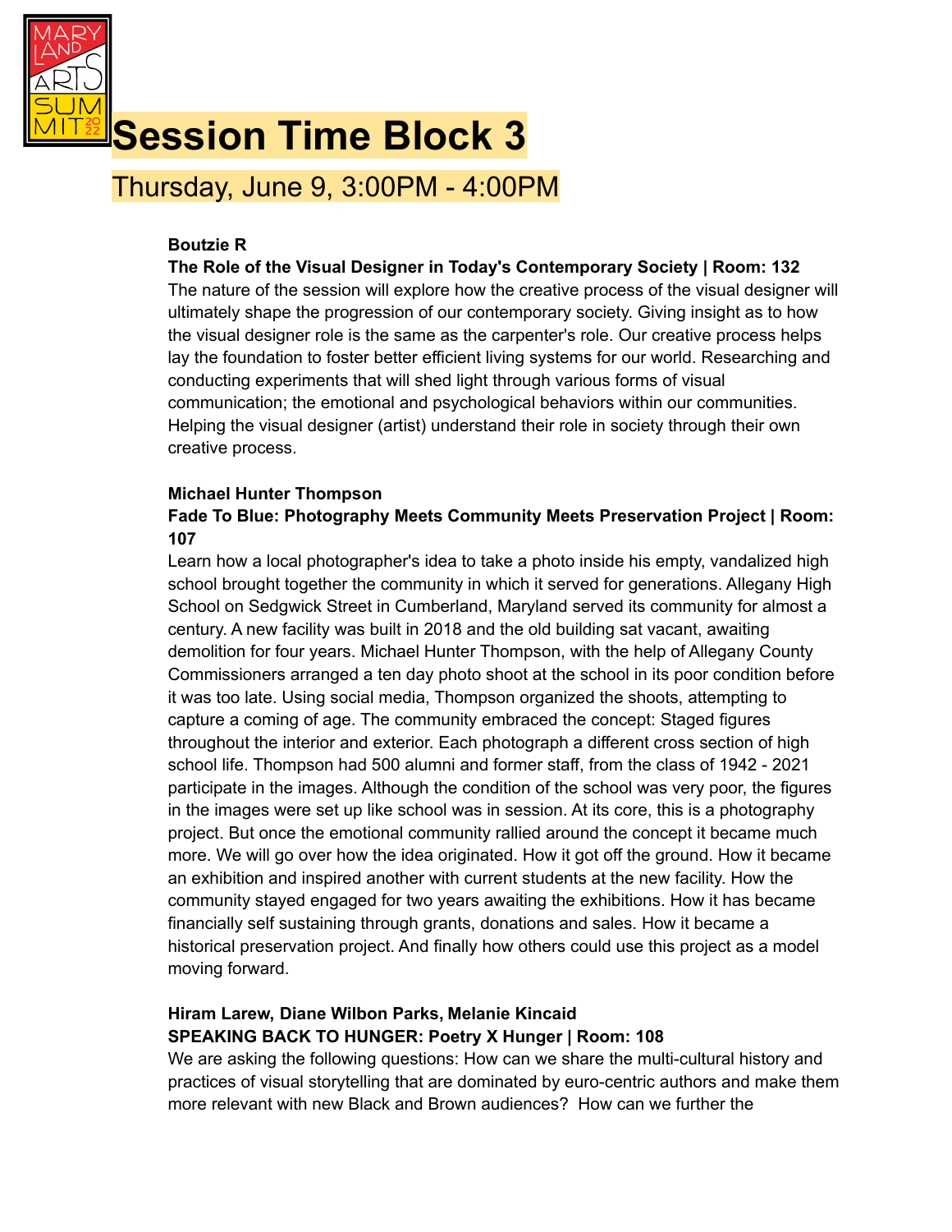# Session Time Block 3

## Thursday, June 9, 3:00PM - 4:00PM

**Boutzie R**

**The Role of the Visual Designer in Today's Contemporary Society | Room: 132**

The nature of the session will explore how the creative process of the visual designer will ultimately shape the progression of our contemporary society. Giving insight as to how the visual designer role is the same as the carpenter's role. Our creative process helps lay the foundation to foster better efficient living systems for our world. Researching and conducting experiments that will shed light through various forms of visual communication; the emotional and psychological behaviors within our communities. Helping the visual designer (artist) understand their role in society through their own creative process.

**Michael Hunter Thompson**

**Fade To Blue: Photography Meets Community Meets Preservation Project | Room: 107**

Learn how a local photographer's idea to take a photo inside his empty, vandalized high school brought together the community in which it served for generations. Allegany High School on Sedgwick Street in Cumberland, Maryland served its community for almost a century. A new facility was built in 2018 and the old building sat vacant, awaiting demolition for four years. Michael Hunter Thompson, with the help of Allegany County Commissioners arranged a ten day photo shoot at the school in its poor condition before it was too late. Using social media, Thompson organized the shoots, attempting to capture a coming of age. The community embraced the concept: Staged figures throughout the interior and exterior. Each photograph a different cross section of high school life. Thompson had 500 alumni and former staff, from the class of 1942 - 2021 participate in the images. Although the condition of the school was very poor, the figures in the images were set up like school was in session. At its core, this is a photography project. But once the emotional community rallied around the concept it became much more. We will go over how the idea originated. How it got off the ground. How it became an exhibition and inspired another with current students at the new facility. How the community stayed engaged for two years awaiting the exhibitions. How it has became financially self sustaining through grants, donations and sales. How it became a historical preservation project. And finally how others could use this project as a model moving forward.

**Hiram Larew, Diane Wilbon Parks, Melanie Kincaid**

**SPEAKING BACK TO HUNGER: Poetry X Hunger | Room: 108**

We are asking the following questions: How can we share the multi-cultural history and practices of visual storytelling that are dominated by euro-centric authors and make them more relevant with new Black and Brown audiences? How can we further the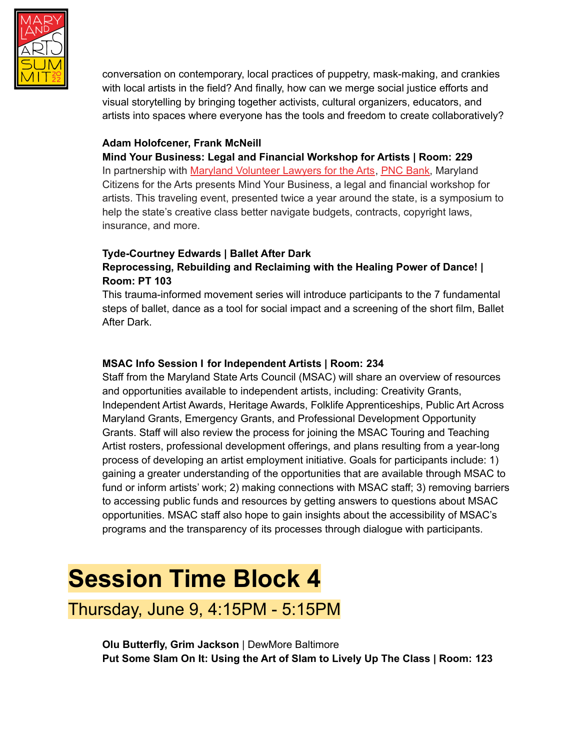conversation on contemporary, local practices of puppetry, mask-making, and crankies with local artists in the field? And finally, how can we merge social justice efforts and visual storytelling by bringing together activists, cultural organizers, educators, and artists into spaces where everyone has the tools and freedom to create collaboratively?

**Adam Holofcener, Frank McNeill**
**Mind Your Business: Legal and Financial Workshop for Artists | Room: 229**
In partnership with Maryland Volunteer Lawyers for the Arts, PNC Bank, Maryland Citizens for the Arts presents Mind Your Business, a legal and financial workshop for artists. This traveling event, presented twice a year around the state, is a symposium to help the state's creative class better navigate budgets, contracts, copyright laws, insurance, and more.

**Tyde-Courtney Edwards | Ballet After Dark**
**Reprocessing, Rebuilding and Reclaiming with the Healing Power of Dance! | Room: PT 103**
This trauma-informed movement series will introduce participants to the 7 fundamental steps of ballet, dance as a tool for social impact and a screening of the short film, Ballet After Dark.

**MSAC Info Session I for Independent Artists | Room: 234**
Staff from the Maryland State Arts Council (MSAC) will share an overview of resources and opportunities available to independent artists, including: Creativity Grants, Independent Artist Awards, Heritage Awards, Folklife Apprenticeships, Public Art Across Maryland Grants, Emergency Grants, and Professional Development Opportunity Grants. Staff will also review the process for joining the MSAC Touring and Teaching Artist rosters, professional development offerings, and plans resulting from a year-long process of developing an artist employment initiative. Goals for participants include: 1) gaining a greater understanding of the opportunities that are available through MSAC to fund or inform artists' work; 2) making connections with MSAC staff; 3) removing barriers to accessing public funds and resources by getting answers to questions about MSAC opportunities. MSAC staff also hope to gain insights about the accessibility of MSAC's programs and the transparency of its processes through dialogue with participants.

# Session Time Block 4

## Thursday, June 9, 4:15PM - 5:15PM

**Olu Butterfly, Grim Jackson** | DewMore Baltimore
**Put Some Slam On It: Using the Art of Slam to Lively Up The Class | Room: 123**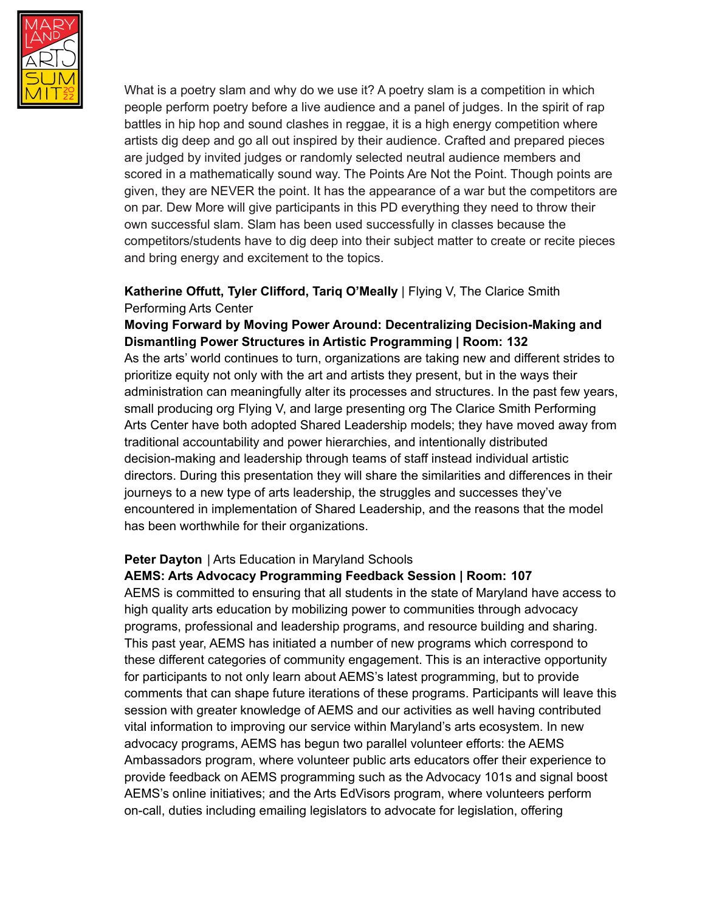What is a poetry slam and why do we use it? A poetry slam is a competition in which people perform poetry before a live audience and a panel of judges. In the spirit of rap battles in hip hop and sound clashes in reggae, it is a high energy competition where artists dig deep and go all out inspired by their audience. Crafted and prepared pieces are judged by invited judges or randomly selected neutral audience members and scored in a mathematically sound way. The Points Are Not the Point. Though points are given, they are NEVER the point. It has the appearance of a war but the competitors are on par. Dew More will give participants in this PD everything they need to throw their own successful slam. Slam has been used successfully in classes because the competitors/students have to dig deep into their subject matter to create or recite pieces and bring energy and excitement to the topics.

**Katherine Offutt, Tyler Clifford, Tariq O'Meally** | Flying V, The Clarice Smith Performing Arts Center

**Moving Forward by Moving Power Around: Decentralizing Decision-Making and Dismantling Power Structures in Artistic Programming | Room: 132**

As the arts' world continues to turn, organizations are taking new and different strides to prioritize equity not only with the art and artists they present, but in the ways their administration can meaningfully alter its processes and structures. In the past few years, small producing org Flying V, and large presenting org The Clarice Smith Performing Arts Center have both adopted Shared Leadership models; they have moved away from traditional accountability and power hierarchies, and intentionally distributed decision-making and leadership through teams of staff instead individual artistic directors. During this presentation they will share the similarities and differences in their journeys to a new type of arts leadership, the struggles and successes they've encountered in implementation of Shared Leadership, and the reasons that the model has been worthwhile for their organizations.

**Peter Dayton** | Arts Education in Maryland Schools

**AEMS: Arts Advocacy Programming Feedback Session | Room: 107**

AEMS is committed to ensuring that all students in the state of Maryland have access to high quality arts education by mobilizing power to communities through advocacy programs, professional and leadership programs, and resource building and sharing. This past year, AEMS has initiated a number of new programs which correspond to these different categories of community engagement. This is an interactive opportunity for participants to not only learn about AEMS's latest programming, but to provide comments that can shape future iterations of these programs. Participants will leave this session with greater knowledge of AEMS and our activities as well having contributed vital information to improving our service within Maryland's arts ecosystem. In new advocacy programs, AEMS has begun two parallel volunteer efforts: the AEMS Ambassadors program, where volunteer public arts educators offer their experience to provide feedback on AEMS programming such as the Advocacy 101s and signal boost AEMS's online initiatives; and the Arts EdVisors program, where volunteers perform on-call, duties including emailing legislators to advocate for legislation, offering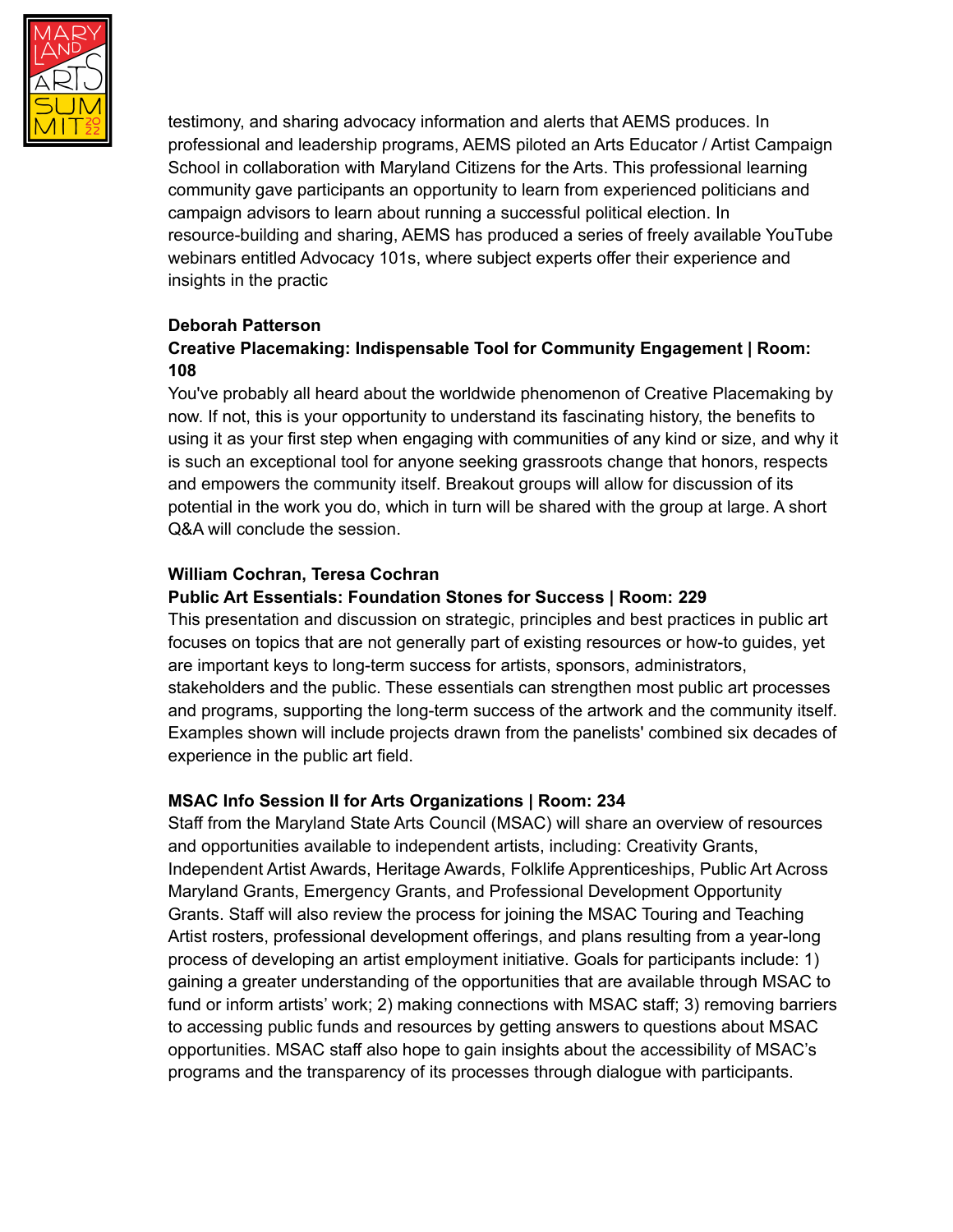testimony, and sharing advocacy information and alerts that AEMS produces. In professional and leadership programs, AEMS piloted an Arts Educator / Artist Campaign School in collaboration with Maryland Citizens for the Arts. This professional learning community gave participants an opportunity to learn from experienced politicians and campaign advisors to learn about running a successful political election. In resource-building and sharing, AEMS has produced a series of freely available YouTube webinars entitled Advocacy 101s, where subject experts offer their experience and insights in the practic

**Deborah Patterson**

**Creative Placemaking: Indispensable Tool for Community Engagement | Room: 108**

You've probably all heard about the worldwide phenomenon of Creative Placemaking by now. If not, this is your opportunity to understand its fascinating history, the benefits to using it as your first step when engaging with communities of any kind or size, and why it is such an exceptional tool for anyone seeking grassroots change that honors, respects and empowers the community itself. Breakout groups will allow for discussion of its potential in the work you do, which in turn will be shared with the group at large. A short Q&A will conclude the session.

**William Cochran, Teresa Cochran**

**Public Art Essentials: Foundation Stones for Success | Room: 229**

This presentation and discussion on strategic, principles and best practices in public art focuses on topics that are not generally part of existing resources or how-to guides, yet are important keys to long-term success for artists, sponsors, administrators, stakeholders and the public. These essentials can strengthen most public art processes and programs, supporting the long-term success of the artwork and the community itself. Examples shown will include projects drawn from the panelists' combined six decades of experience in the public art field.

**MSAC Info Session II for Arts Organizations | Room: 234**

Staff from the Maryland State Arts Council (MSAC) will share an overview of resources and opportunities available to independent artists, including: Creativity Grants, Independent Artist Awards, Heritage Awards, Folklife Apprenticeships, Public Art Across Maryland Grants, Emergency Grants, and Professional Development Opportunity Grants. Staff will also review the process for joining the MSAC Touring and Teaching Artist rosters, professional development offerings, and plans resulting from a year-long process of developing an artist employment initiative. Goals for participants include: 1) gaining a greater understanding of the opportunities that are available through MSAC to fund or inform artists' work; 2) making connections with MSAC staff; 3) removing barriers to accessing public funds and resources by getting answers to questions about MSAC opportunities. MSAC staff also hope to gain insights about the accessibility of MSAC's programs and the transparency of its processes through dialogue with participants.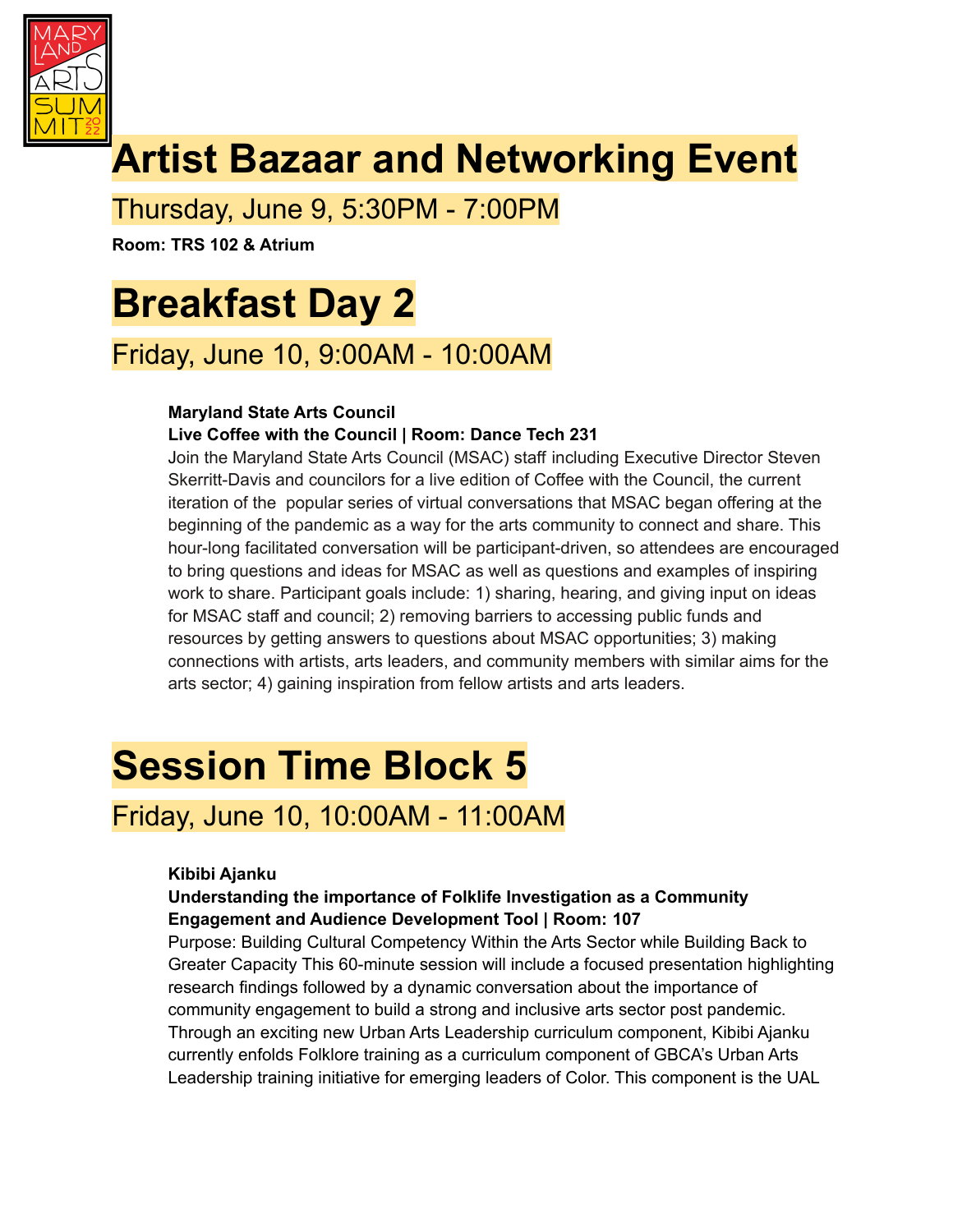# Artist Bazaar and Networking Event

## Thursday, June 9, 5:30PM - 7:00PM

**Room: TRS 102 & Atrium**

# Breakfast Day 2

## Friday, June 10, 9:00AM - 10:00AM

**Maryland State Arts Council**
**Live Coffee with the Council | Room: Dance Tech 231**
Join the Maryland State Arts Council (MSAC) staff including Executive Director Steven Skerritt-Davis and councilors for a live edition of Coffee with the Council, the current iteration of the popular series of virtual conversations that MSAC began offering at the beginning of the pandemic as a way for the arts community to connect and share. This hour-long facilitated conversation will be participant-driven, so attendees are encouraged to bring questions and ideas for MSAC as well as questions and examples of inspiring work to share. Participant goals include: 1) sharing, hearing, and giving input on ideas for MSAC staff and council; 2) removing barriers to accessing public funds and resources by getting answers to questions about MSAC opportunities; 3) making connections with artists, arts leaders, and community members with similar aims for the arts sector; 4) gaining inspiration from fellow artists and arts leaders.

# Session Time Block 5

## Friday, June 10, 10:00AM - 11:00AM

**Kibibi Ajanku**
**Understanding the importance of Folklife Investigation as a Community Engagement and Audience Development Tool | Room: 107**
Purpose: Building Cultural Competency Within the Arts Sector while Building Back to Greater Capacity This 60-minute session will include a focused presentation highlighting research findings followed by a dynamic conversation about the importance of community engagement to build a strong and inclusive arts sector post pandemic. Through an exciting new Urban Arts Leadership curriculum component, Kibibi Ajanku currently enfolds Folklore training as a curriculum component of GBCA's Urban Arts Leadership training initiative for emerging leaders of Color. This component is the UAL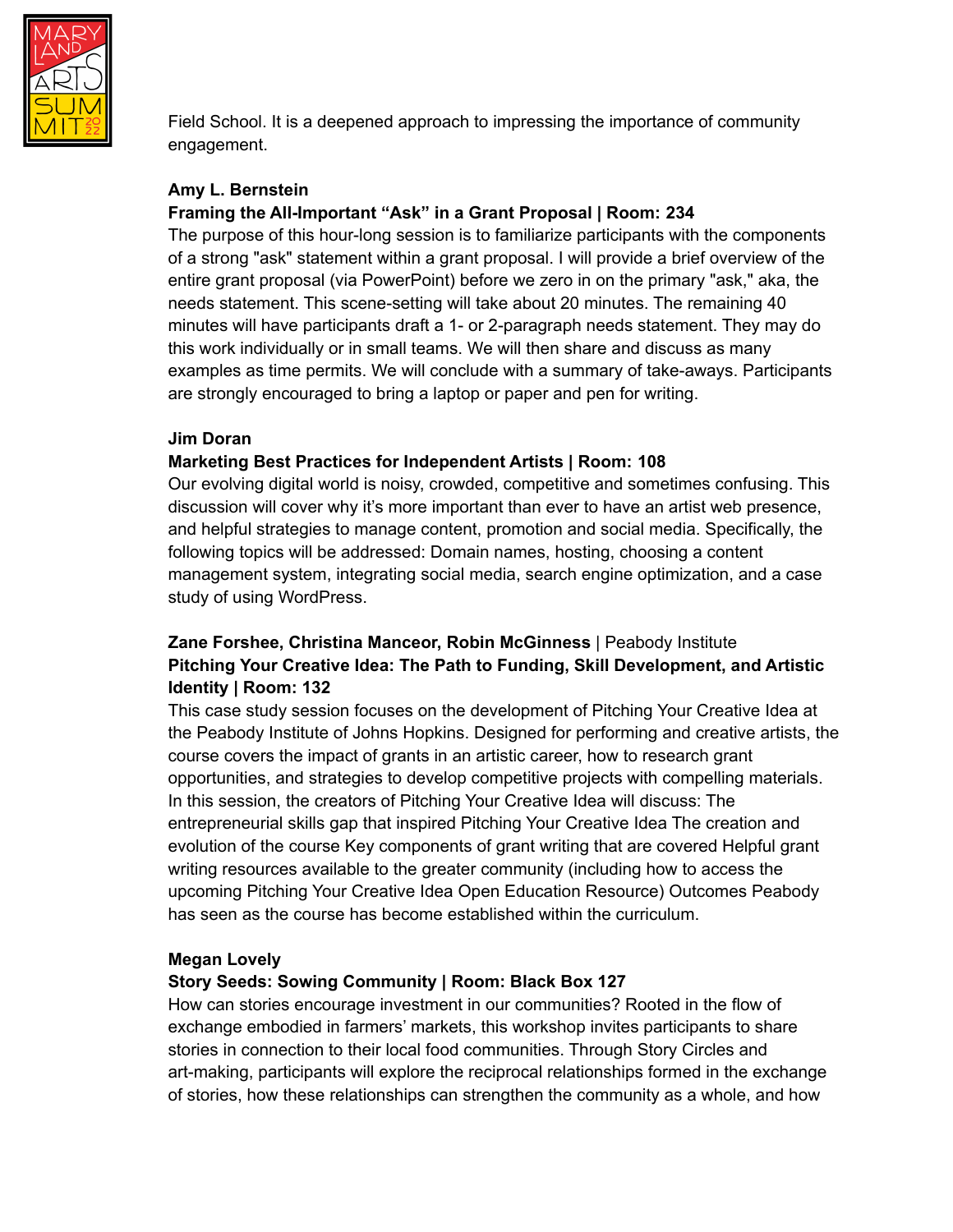Field School. It is a deepened approach to impressing the importance of community engagement.

**Amy L. Bernstein**
**Framing the All-Important "Ask" in a Grant Proposal | Room: 234**
The purpose of this hour-long session is to familiarize participants with the components of a strong "ask" statement within a grant proposal. I will provide a brief overview of the entire grant proposal (via PowerPoint) before we zero in on the primary "ask," aka, the needs statement. This scene-setting will take about 20 minutes. The remaining 40 minutes will have participants draft a 1- or 2-paragraph needs statement. They may do this work individually or in small teams. We will then share and discuss as many examples as time permits. We will conclude with a summary of take-aways. Participants are strongly encouraged to bring a laptop or paper and pen for writing.

**Jim Doran**
**Marketing Best Practices for Independent Artists | Room: 108**
Our evolving digital world is noisy, crowded, competitive and sometimes confusing. This discussion will cover why it's more important than ever to have an artist web presence, and helpful strategies to manage content, promotion and social media. Specifically, the following topics will be addressed: Domain names, hosting, choosing a content management system, integrating social media, search engine optimization, and a case study of using WordPress.

**Zane Forshee, Christina Manceor, Robin McGinness** | Peabody Institute
**Pitching Your Creative Idea: The Path to Funding, Skill Development, and Artistic Identity | Room: 132**
This case study session focuses on the development of Pitching Your Creative Idea at the Peabody Institute of Johns Hopkins. Designed for performing and creative artists, the course covers the impact of grants in an artistic career, how to research grant opportunities, and strategies to develop competitive projects with compelling materials. In this session, the creators of Pitching Your Creative Idea will discuss: The entrepreneurial skills gap that inspired Pitching Your Creative Idea The creation and evolution of the course Key components of grant writing that are covered Helpful grant writing resources available to the greater community (including how to access the upcoming Pitching Your Creative Idea Open Education Resource) Outcomes Peabody has seen as the course has become established within the curriculum.

**Megan Lovely**
**Story Seeds: Sowing Community | Room: Black Box 127**
How can stories encourage investment in our communities? Rooted in the flow of exchange embodied in farmers' markets, this workshop invites participants to share stories in connection to their local food communities. Through Story Circles and art-making, participants will explore the reciprocal relationships formed in the exchange of stories, how these relationships can strengthen the community as a whole, and how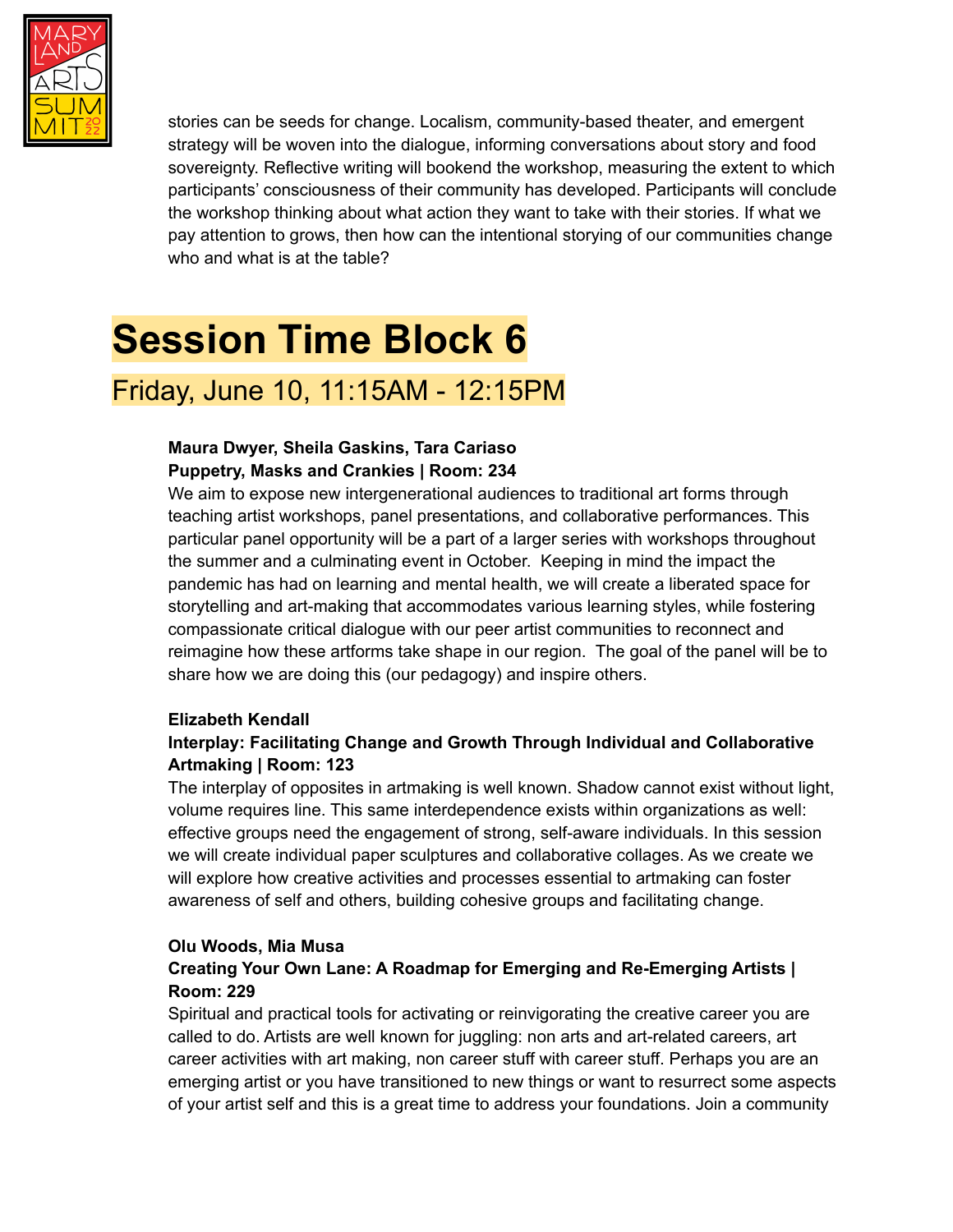stories can be seeds for change. Localism, community-based theater, and emergent strategy will be woven into the dialogue, informing conversations about story and food sovereignty. Reflective writing will bookend the workshop, measuring the extent to which participants' consciousness of their community has developed. Participants will conclude the workshop thinking about what action they want to take with their stories. If what we pay attention to grows, then how can the intentional storying of our communities change who and what is at the table?

# Session Time Block 6

## Friday, June 10, 11:15AM - 12:15PM

**Maura Dwyer, Sheila Gaskins, Tara Cariaso**
**Puppetry, Masks and Crankies | Room: 234**
We aim to expose new intergenerational audiences to traditional art forms through teaching artist workshops, panel presentations, and collaborative performances. This particular panel opportunity will be a part of a larger series with workshops throughout the summer and a culminating event in October. Keeping in mind the impact the pandemic has had on learning and mental health, we will create a liberated space for storytelling and art-making that accommodates various learning styles, while fostering compassionate critical dialogue with our peer artist communities to reconnect and reimagine how these artforms take shape in our region. The goal of the panel will be to share how we are doing this (our pedagogy) and inspire others.

**Elizabeth Kendall**
**Interplay: Facilitating Change and Growth Through Individual and Collaborative Artmaking | Room: 123**
The interplay of opposites in artmaking is well known. Shadow cannot exist without light, volume requires line. This same interdependence exists within organizations as well: effective groups need the engagement of strong, self-aware individuals. In this session we will create individual paper sculptures and collaborative collages. As we create we will explore how creative activities and processes essential to artmaking can foster awareness of self and others, building cohesive groups and facilitating change.

**Olu Woods, Mia Musa**
**Creating Your Own Lane: A Roadmap for Emerging and Re-Emerging Artists | Room: 229**
Spiritual and practical tools for activating or reinvigorating the creative career you are called to do. Artists are well known for juggling: non arts and art-related careers, art career activities with art making, non career stuff with career stuff. Perhaps you are an emerging artist or you have transitioned to new things or want to resurrect some aspects of your artist self and this is a great time to address your foundations. Join a community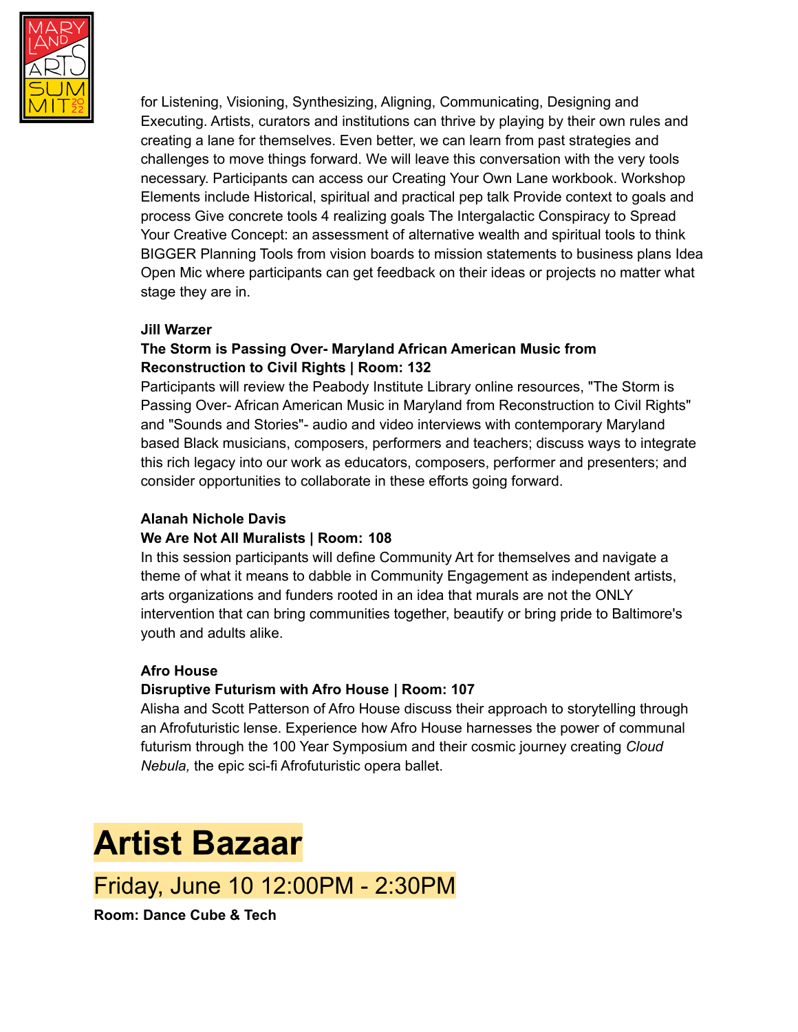for Listening, Visioning, Synthesizing, Aligning, Communicating, Designing and Executing. Artists, curators and institutions can thrive by playing by their own rules and creating a lane for themselves. Even better, we can learn from past strategies and challenges to move things forward. We will leave this conversation with the very tools necessary. Participants can access our Creating Your Own Lane workbook. Workshop Elements include Historical, spiritual and practical pep talk Provide context to goals and process Give concrete tools 4 realizing goals The Intergalactic Conspiracy to Spread Your Creative Concept: an assessment of alternative wealth and spiritual tools to think BIGGER Planning Tools from vision boards to mission statements to business plans Idea Open Mic where participants can get feedback on their ideas or projects no matter what stage they are in.

**Jill Warzer**
**The Storm is Passing Over- Maryland African American Music from Reconstruction to Civil Rights | Room: 132**

Participants will review the Peabody Institute Library online resources, "The Storm is Passing Over- African American Music in Maryland from Reconstruction to Civil Rights" and "Sounds and Stories"- audio and video interviews with contemporary Maryland based Black musicians, composers, performers and teachers; discuss ways to integrate this rich legacy into our work as educators, composers, performer and presenters; and consider opportunities to collaborate in these efforts going forward.

**Alanah Nichole Davis**
**We Are Not All Muralists | Room: 108**

In this session participants will define Community Art for themselves and navigate a theme of what it means to dabble in Community Engagement as independent artists, arts organizations and funders rooted in an idea that murals are not the ONLY intervention that can bring communities together, beautify or bring pride to Baltimore's youth and adults alike.

**Afro House**
**Disruptive Futurism with Afro House | Room: 107**

Alisha and Scott Patterson of Afro House discuss their approach to storytelling through an Afrofuturistic lense. Experience how Afro House harnesses the power of communal futurism through the 100 Year Symposium and their cosmic journey creating *Cloud Nebula,* the epic sci-fi Afrofuturistic opera ballet.

# Artist Bazaar

## Friday, June 10 12:00PM - 2:30PM

**Room: Dance Cube & Tech**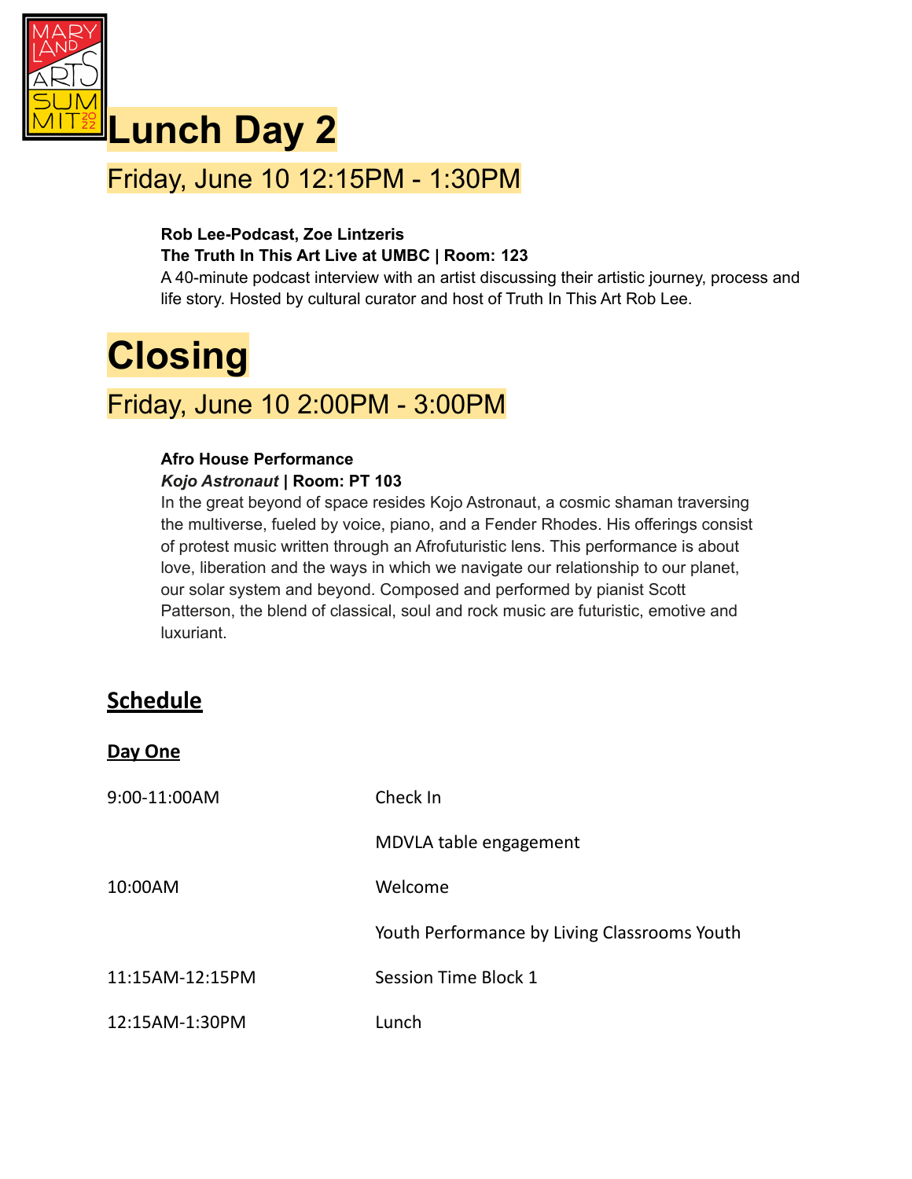# Lunch Day 2

## Friday, June 10 12:15PM - 1:30PM

**Rob Lee-Podcast, Zoe Lintzeris**
**The Truth In This Art Live at UMBC | Room: 123**
A 40-minute podcast interview with an artist discussing their artistic journey, process and life story. Hosted by cultural curator and host of Truth In This Art Rob Lee.

# Closing

## Friday, June 10 2:00PM - 3:00PM

**Afro House Performance**
***Kojo Astronaut* | Room: PT 103**
In the great beyond of space resides Kojo Astronaut, a cosmic shaman traversing the multiverse, fueled by voice, piano, and a Fender Rhodes. His offerings consist of protest music written through an Afrofuturistic lens. This performance is about love, liberation and the ways in which we navigate our relationship to our planet, our solar system and beyond. Composed and performed by pianist Scott Patterson, the blend of classical, soul and rock music are futuristic, emotive and luxuriant.

## Schedule

### Day One

| | |
|---|---|
| 9:00-11:00AM | Check In |
| | MDVLA table engagement |
| 10:00AM | Welcome |
| | Youth Performance by Living Classrooms Youth |
| 11:15AM-12:15PM | Session Time Block 1 |
| 12:15AM-1:30PM | Lunch |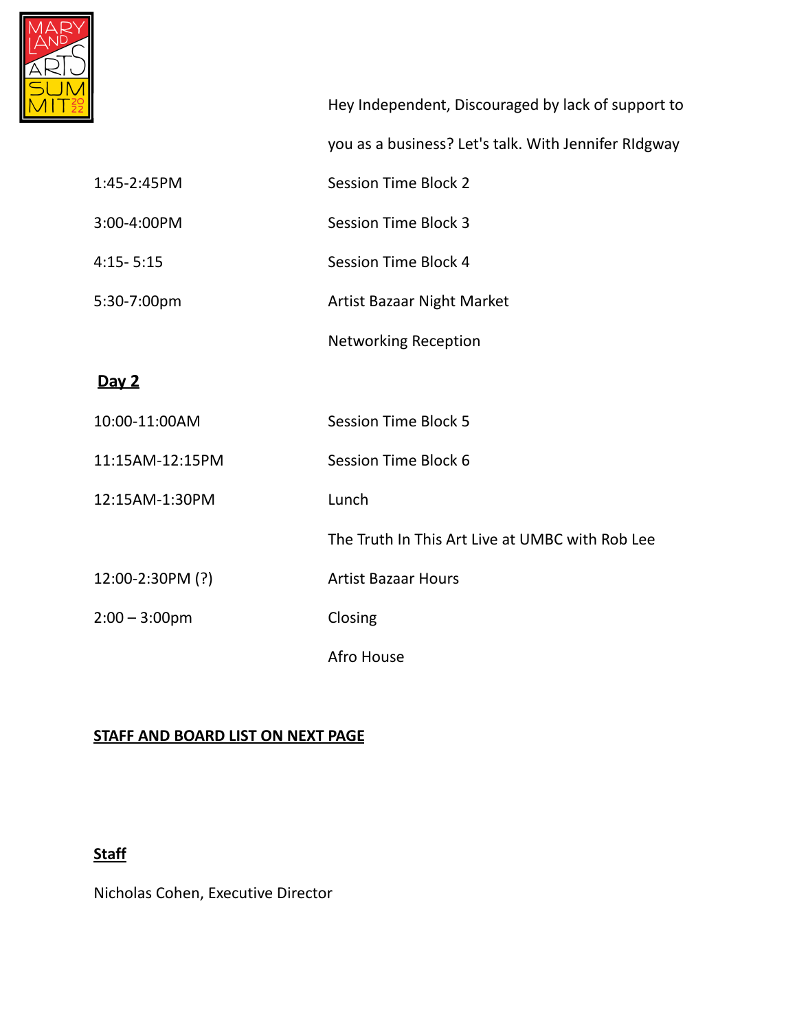| | |
|---|---|
| | Hey Independent, Discouraged by lack of support to you as a business? Let's talk. With Jennifer RIdgway |
| 1:45-2:45PM | Session Time Block 2 |
| 3:00-4:00PM | Session Time Block 3 |
| 4:15- 5:15 | Session Time Block 4 |
| 5:30-7:00pm | Artist Bazaar Night Market |
| | Networking Reception |

**Day 2**

| | |
|---|---|
| 10:00-11:00AM | Session Time Block 5 |
| 11:15AM-12:15PM | Session Time Block 6 |
| 12:15AM-1:30PM | Lunch |
| | The Truth In This Art Live at UMBC with Rob Lee |
| 12:00-2:30PM (?) | Artist Bazaar Hours |
| 2:00 – 3:00pm | Closing |
| | Afro House |

**STAFF AND BOARD LIST ON NEXT PAGE**

**Staff**

Nicholas Cohen, Executive Director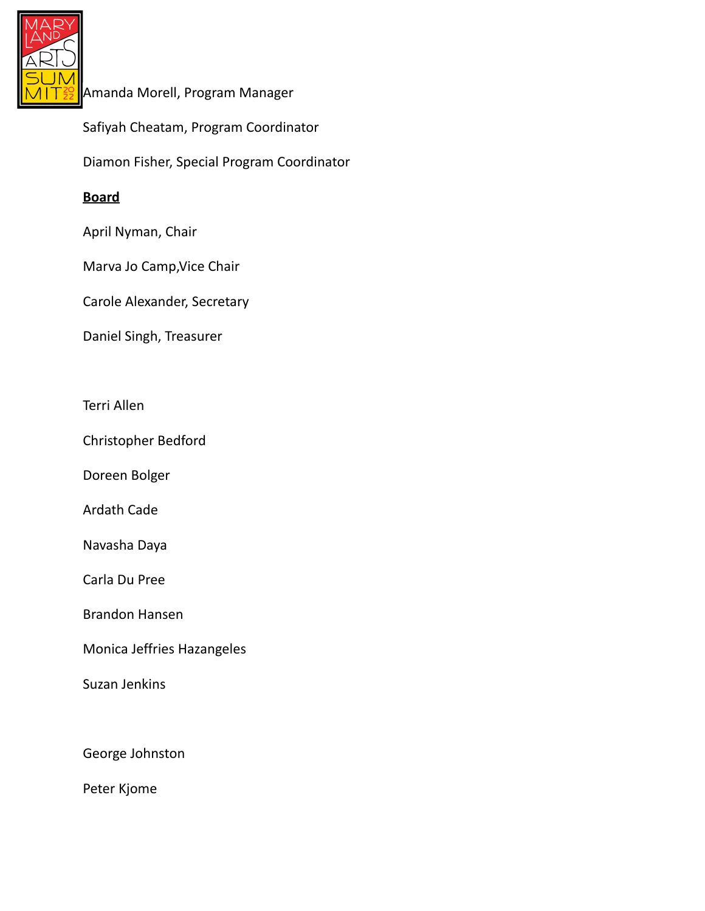Amanda Morell, Program Manager

Safiyah Cheatam, Program Coordinator

Diamon Fisher, Special Program Coordinator

**Board**

April Nyman, Chair

Marva Jo Camp,Vice Chair

Carole Alexander, Secretary

Daniel Singh, Treasurer

Terri Allen

Christopher Bedford

Doreen Bolger

Ardath Cade

Navasha Daya

Carla Du Pree

Brandon Hansen

Monica Jeffries Hazangeles

Suzan Jenkins

George Johnston

Peter Kjome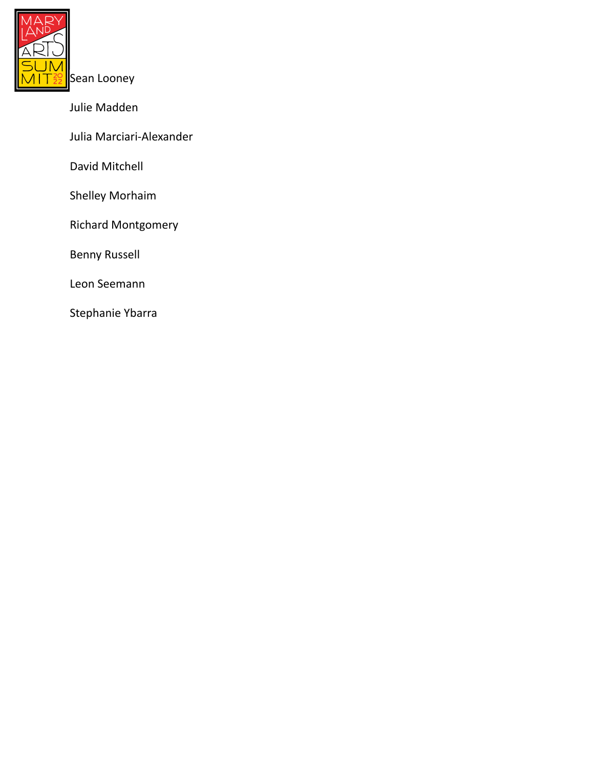Sean Looney

Julie Madden

Julia Marciari-Alexander

David Mitchell

Shelley Morhaim

Richard Montgomery

Benny Russell

Leon Seemann

Stephanie Ybarra